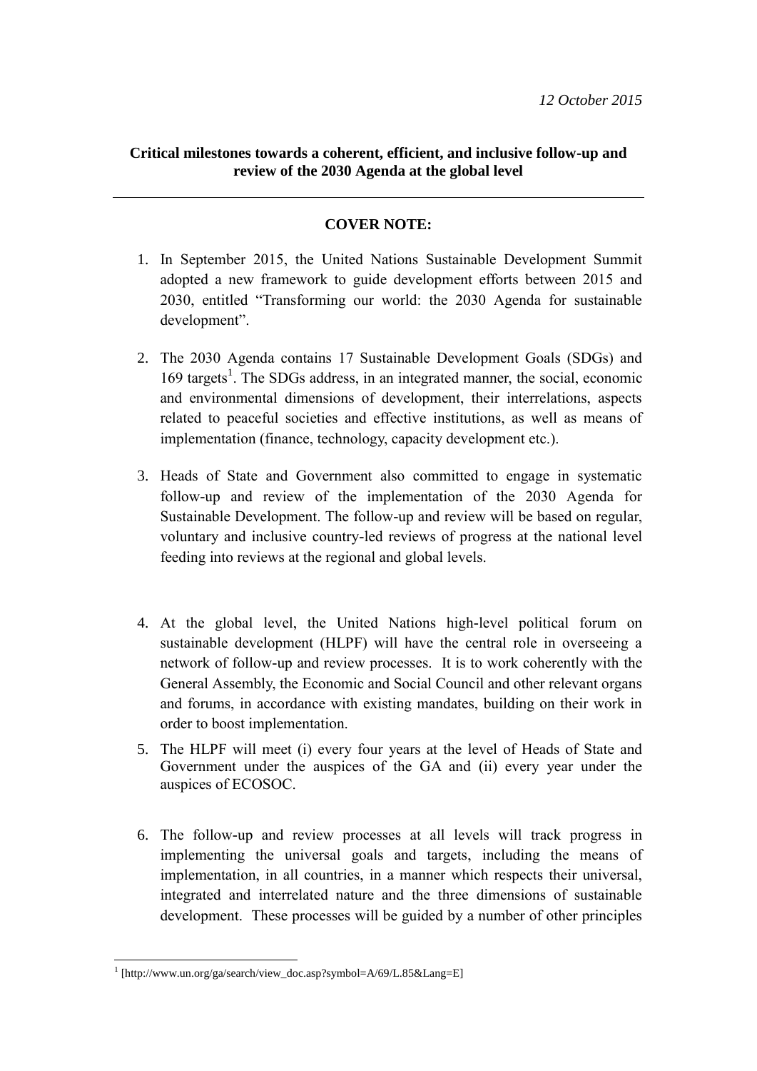*12 October 2015*

**Critical milestones towards a coherent, efficient, and inclusive follow-up and review of the 2030 Agenda at the global level**

---

**COVER NOTE:**

1. In September 2015, the United Nations Sustainable Development Summit adopted a new framework to guide development efforts between 2015 and 2030, entitled "Transforming our world: the 2030 Agenda for sustainable development".

2. The 2030 Agenda contains 17 Sustainable Development Goals (SDGs) and 169 targets[1]. The SDGs address, in an integrated manner, the social, economic and environmental dimensions of development, their interrelations, aspects related to peaceful societies and effective institutions, as well as means of implementation (finance, technology, capacity development etc.).

3. Heads of State and Government also committed to engage in systematic follow-up and review of the implementation of the 2030 Agenda for Sustainable Development. The follow-up and review will be based on regular, voluntary and inclusive country-led reviews of progress at the national level feeding into reviews at the regional and global levels.

4. At the global level, the United Nations high-level political forum on sustainable development (HLPF) will have the central role in overseeing a network of follow-up and review processes. It is to work coherently with the General Assembly, the Economic and Social Council and other relevant organs and forums, in accordance with existing mandates, building on their work in order to boost implementation.

5. The HLPF will meet (i) every four years at the level of Heads of State and Government under the auspices of the GA and (ii) every year under the auspices of ECOSOC.

6. The follow-up and review processes at all levels will track progress in implementing the universal goals and targets, including the means of implementation, in all countries, in a manner which respects their universal, integrated and interrelated nature and the three dimensions of sustainable development. These processes will be guided by a number of other principles

---

[1] [http://www.un.org/ga/search/view_doc.asp?symbol=A/69/L.85&Lang=E]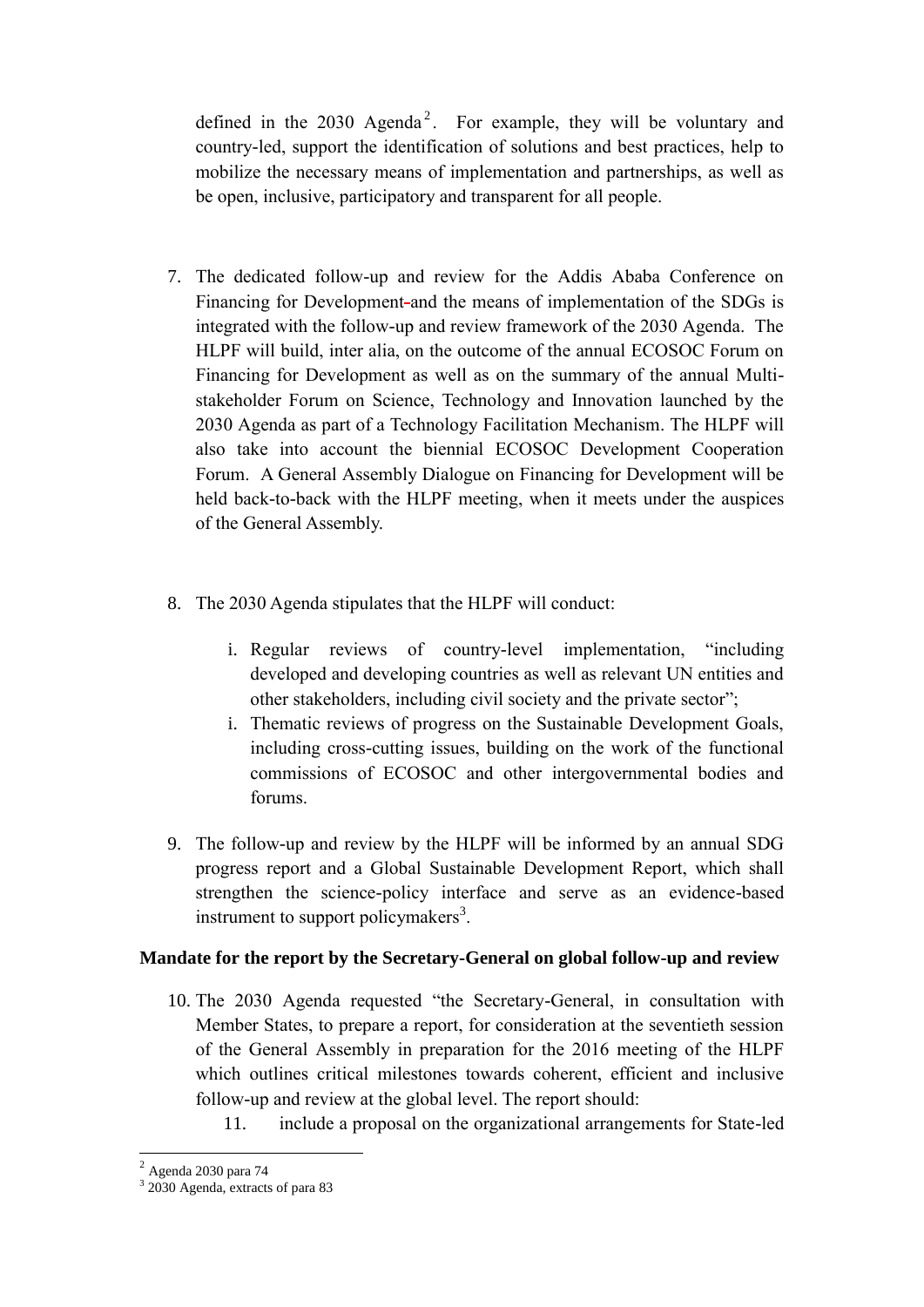defined in the 2030 Agenda[2]. For example, they will be voluntary and country-led, support the identification of solutions and best practices, help to mobilize the necessary means of implementation and partnerships, as well as be open, inclusive, participatory and transparent for all people.

7. The dedicated follow-up and review for the Addis Ababa Conference on Financing for Development and the means of implementation of the SDGs is integrated with the follow-up and review framework of the 2030 Agenda. The HLPF will build, inter alia, on the outcome of the annual ECOSOC Forum on Financing for Development as well as on the summary of the annual Multi-stakeholder Forum on Science, Technology and Innovation launched by the 2030 Agenda as part of a Technology Facilitation Mechanism. The HLPF will also take into account the biennial ECOSOC Development Cooperation Forum. A General Assembly Dialogue on Financing for Development will be held back-to-back with the HLPF meeting, when it meets under the auspices of the General Assembly.

8. The 2030 Agenda stipulates that the HLPF will conduct:

   i. Regular reviews of country-level implementation, "including developed and developing countries as well as relevant UN entities and other stakeholders, including civil society and the private sector";
   i. Thematic reviews of progress on the Sustainable Development Goals, including cross-cutting issues, building on the work of the functional commissions of ECOSOC and other intergovernmental bodies and forums.

9. The follow-up and review by the HLPF will be informed by an annual SDG progress report and a Global Sustainable Development Report, which shall strengthen the science-policy interface and serve as an evidence-based instrument to support policymakers[3].

**Mandate for the report by the Secretary-General on global follow-up and review**

10. The 2030 Agenda requested "the Secretary-General, in consultation with Member States, to prepare a report, for consideration at the seventieth session of the General Assembly in preparation for the 2016 meeting of the HLPF which outlines critical milestones towards coherent, efficient and inclusive follow-up and review at the global level. The report should:

    11. include a proposal on the organizational arrangements for State-led

---

[2] Agenda 2030 para 74

[3] 2030 Agenda, extracts of para 83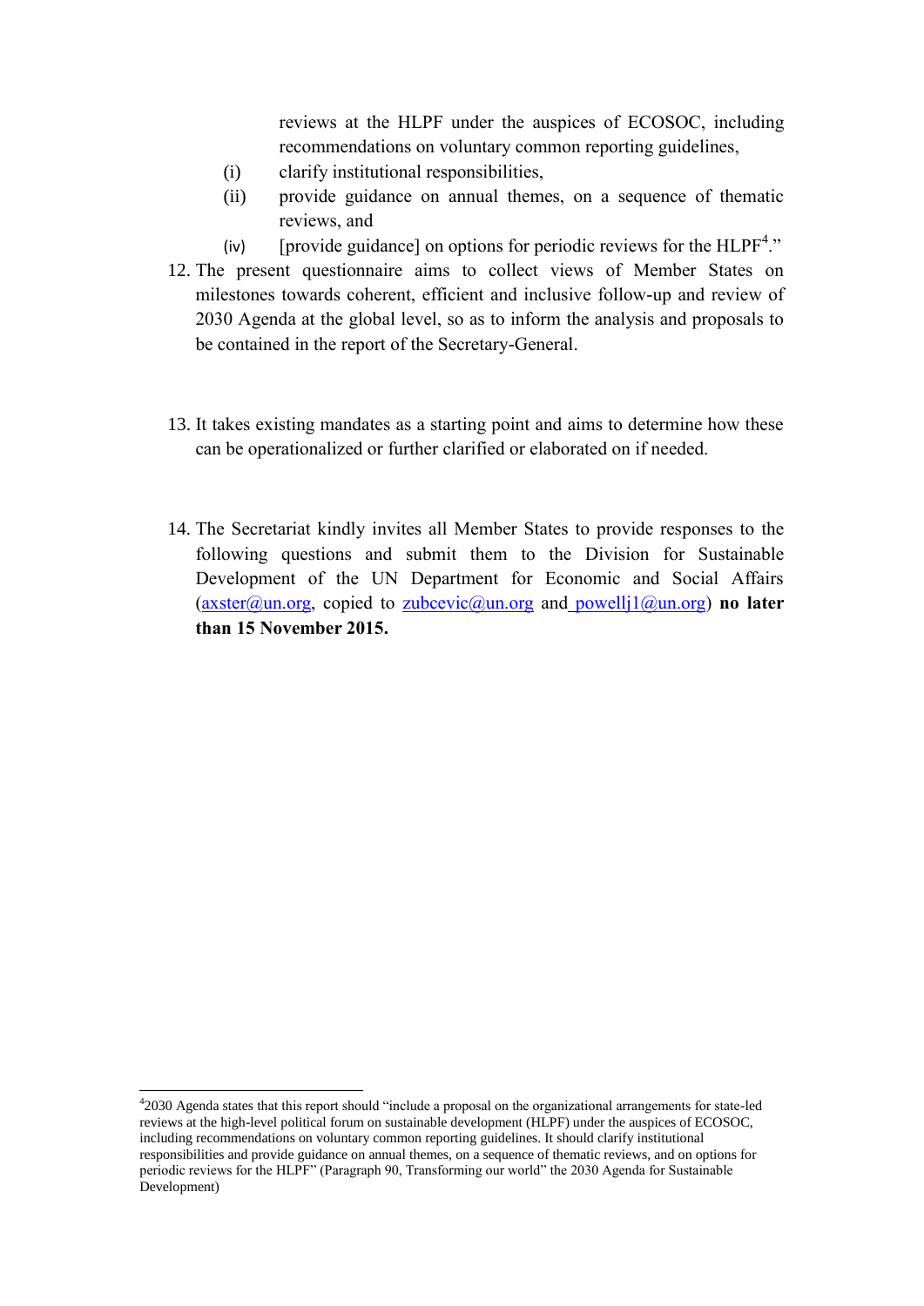reviews at the HLPF under the auspices of ECOSOC, including recommendations on voluntary common reporting guidelines,

(i) clarify institutional responsibilities,

(ii) provide guidance on annual themes, on a sequence of thematic reviews, and

(iv) [provide guidance] on options for periodic reviews for the HLPF[4]."

12. The present questionnaire aims to collect views of Member States on milestones towards coherent, efficient and inclusive follow-up and review of 2030 Agenda at the global level, so as to inform the analysis and proposals to be contained in the report of the Secretary-General.

13. It takes existing mandates as a starting point and aims to determine how these can be operationalized or further clarified or elaborated on if needed.

14. The Secretariat kindly invites all Member States to provide responses to the following questions and submit them to the Division for Sustainable Development of the UN Department for Economic and Social Affairs (axster@un.org, copied to zubcevic@un.org and powellj1@un.org) **no later than 15 November 2015.**

---

[4] 2030 Agenda states that this report should "include a proposal on the organizational arrangements for state-led reviews at the high-level political forum on sustainable development (HLPF) under the auspices of ECOSOC, including recommendations on voluntary common reporting guidelines. It should clarify institutional responsibilities and provide guidance on annual themes, on a sequence of thematic reviews, and on options for periodic reviews for the HLPF" (Paragraph 90, Transforming our world" the 2030 Agenda for Sustainable Development)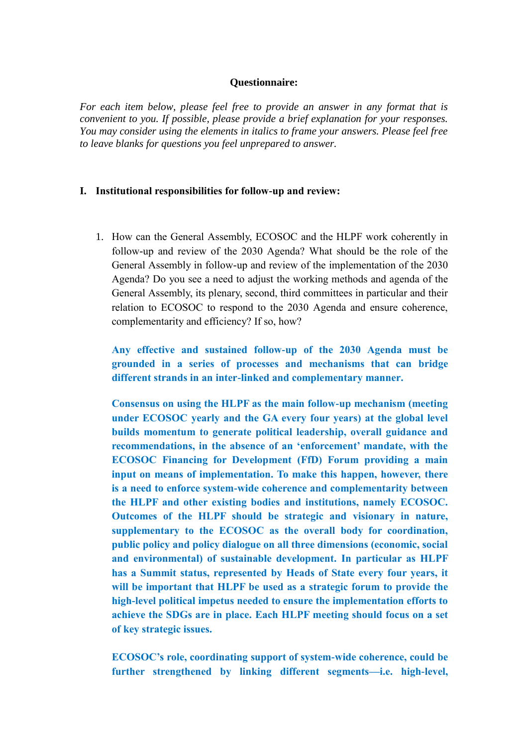**Questionnaire:**

*For each item below, please feel free to provide an answer in any format that is convenient to you. If possible, please provide a brief explanation for your responses. You may consider using the elements in italics to frame your answers. Please feel free to leave blanks for questions you feel unprepared to answer.*

## I. Institutional responsibilities for follow-up and review:

1. How can the General Assembly, ECOSOC and the HLPF work coherently in follow-up and review of the 2030 Agenda? What should be the role of the General Assembly in follow-up and review of the implementation of the 2030 Agenda? Do you see a need to adjust the working methods and agenda of the General Assembly, its plenary, second, third committees in particular and their relation to ECOSOC to respond to the 2030 Agenda and ensure coherence, complementarity and efficiency? If so, how?

   **Any effective and sustained follow-up of the 2030 Agenda must be grounded in a series of processes and mechanisms that can bridge different strands in an inter-linked and complementary manner.**

   **Consensus on using the HLPF as the main follow-up mechanism (meeting under ECOSOC yearly and the GA every four years) at the global level builds momentum to generate political leadership, overall guidance and recommendations, in the absence of an 'enforcement' mandate, with the ECOSOC Financing for Development (FfD) Forum providing a main input on means of implementation. To make this happen, however, there is a need to enforce system-wide coherence and complementarity between the HLPF and other existing bodies and institutions, namely ECOSOC. Outcomes of the HLPF should be strategic and visionary in nature, supplementary to the ECOSOC as the overall body for coordination, public policy and policy dialogue on all three dimensions (economic, social and environmental) of sustainable development. In particular as HLPF has a Summit status, represented by Heads of State every four years, it will be important that HLPF be used as a strategic forum to provide the high-level political impetus needed to ensure the implementation efforts to achieve the SDGs are in place. Each HLPF meeting should focus on a set of key strategic issues.**

   **ECOSOC's role, coordinating support of system-wide coherence, could be further strengthened by linking different segments—i.e. high-level,**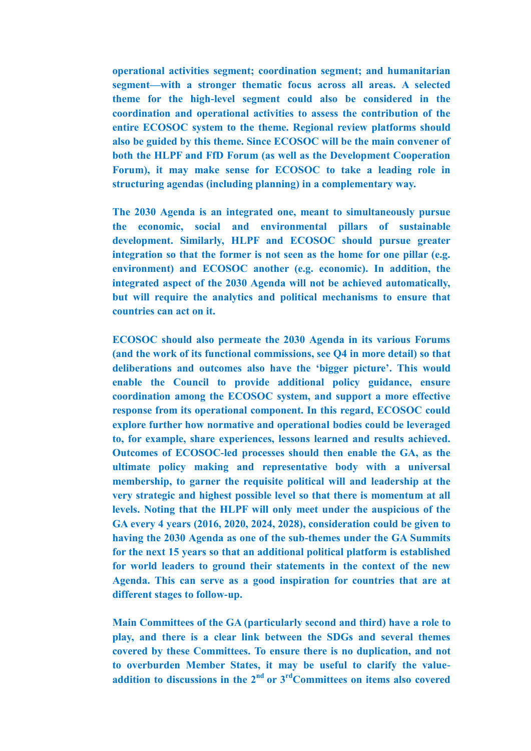**operational activities segment; coordination segment; and humanitarian segment—with a stronger thematic focus across all areas. A selected theme for the high-level segment could also be considered in the coordination and operational activities to assess the contribution of the entire ECOSOC system to the theme. Regional review platforms should also be guided by this theme. Since ECOSOC will be the main convener of both the HLPF and FfD Forum (as well as the Development Cooperation Forum), it may make sense for ECOSOC to take a leading role in structuring agendas (including planning) in a complementary way.**

**The 2030 Agenda is an integrated one, meant to simultaneously pursue the economic, social and environmental pillars of sustainable development. Similarly, HLPF and ECOSOC should pursue greater integration so that the former is not seen as the home for one pillar (e.g. environment) and ECOSOC another (e.g. economic). In addition, the integrated aspect of the 2030 Agenda will not be achieved automatically, but will require the analytics and political mechanisms to ensure that countries can act on it.**

**ECOSOC should also permeate the 2030 Agenda in its various Forums (and the work of its functional commissions, see Q4 in more detail) so that deliberations and outcomes also have the 'bigger picture'. This would enable the Council to provide additional policy guidance, ensure coordination among the ECOSOC system, and support a more effective response from its operational component. In this regard, ECOSOC could explore further how normative and operational bodies could be leveraged to, for example, share experiences, lessons learned and results achieved. Outcomes of ECOSOC-led processes should then enable the GA, as the ultimate policy making and representative body with a universal membership, to garner the requisite political will and leadership at the very strategic and highest possible level so that there is momentum at all levels. Noting that the HLPF will only meet under the auspicious of the GA every 4 years (2016, 2020, 2024, 2028), consideration could be given to having the 2030 Agenda as one of the sub-themes under the GA Summits for the next 15 years so that an additional political platform is established for world leaders to ground their statements in the context of the new Agenda. This can serve as a good inspiration for countries that are at different stages to follow-up.**

**Main Committees of the GA (particularly second and third) have a role to play, and there is a clear link between the SDGs and several themes covered by these Committees. To ensure there is no duplication, and not to overburden Member States, it may be useful to clarify the value-addition to discussions in the 2nd or 3rd Committees on items also covered**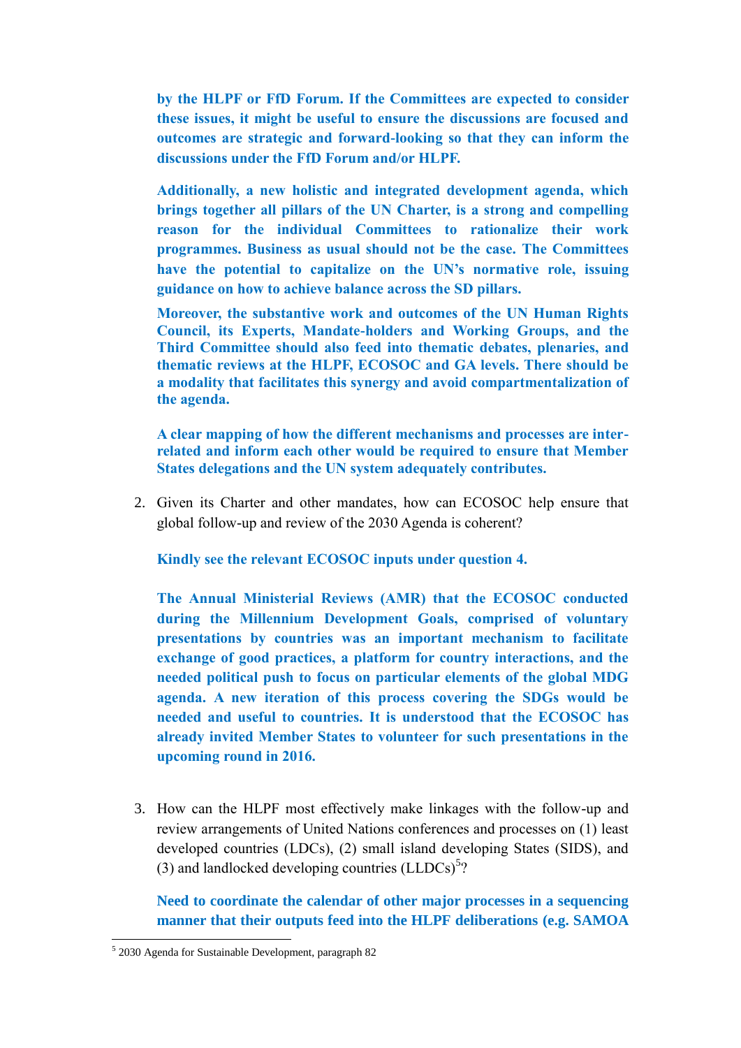**by the HLPF or FfD Forum. If the Committees are expected to consider these issues, it might be useful to ensure the discussions are focused and outcomes are strategic and forward-looking so that they can inform the discussions under the FfD Forum and/or HLPF.**

**Additionally, a new holistic and integrated development agenda, which brings together all pillars of the UN Charter, is a strong and compelling reason for the individual Committees to rationalize their work programmes. Business as usual should not be the case. The Committees have the potential to capitalize on the UN's normative role, issuing guidance on how to achieve balance across the SD pillars.**

**Moreover, the substantive work and outcomes of the UN Human Rights Council, its Experts, Mandate-holders and Working Groups, and the Third Committee should also feed into thematic debates, plenaries, and thematic reviews at the HLPF, ECOSOC and GA levels. There should be a modality that facilitates this synergy and avoid compartmentalization of the agenda.**

**A clear mapping of how the different mechanisms and processes are inter-related and inform each other would be required to ensure that Member States delegations and the UN system adequately contributes.**

2. Given its Charter and other mandates, how can ECOSOC help ensure that global follow-up and review of the 2030 Agenda is coherent?

   **Kindly see the relevant ECOSOC inputs under question 4.**

   **The Annual Ministerial Reviews (AMR) that the ECOSOC conducted during the Millennium Development Goals, comprised of voluntary presentations by countries was an important mechanism to facilitate exchange of good practices, a platform for country interactions, and the needed political push to focus on particular elements of the global MDG agenda. A new iteration of this process covering the SDGs would be needed and useful to countries. It is understood that the ECOSOC has already invited Member States to volunteer for such presentations in the upcoming round in 2016.**

3. How can the HLPF most effectively make linkages with the follow-up and review arrangements of United Nations conferences and processes on (1) least developed countries (LDCs), (2) small island developing States (SIDS), and (3) and landlocked developing countries (LLDCs)[5]?

   **Need to coordinate the calendar of other major processes in a sequencing manner that their outputs feed into the HLPF deliberations (e.g. SAMOA**

[5] 2030 Agenda for Sustainable Development, paragraph 82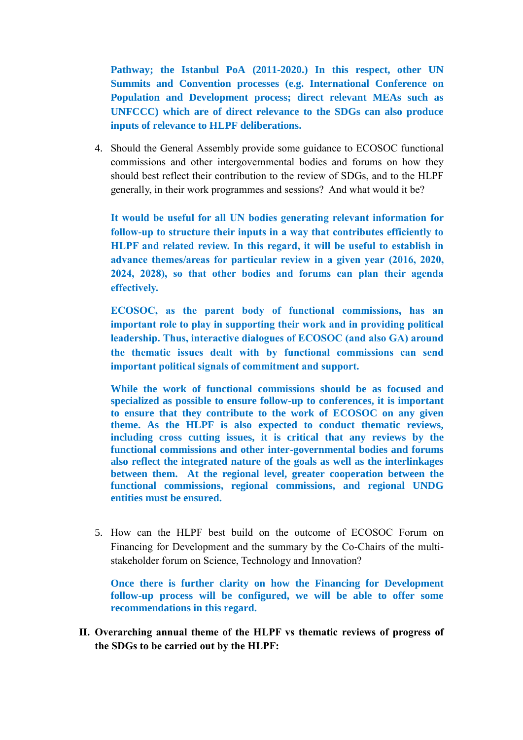**Pathway; the Istanbul PoA (2011-2020.) In this respect, other UN Summits and Convention processes (e.g. International Conference on Population and Development process; direct relevant MEAs such as UNFCCC) which are of direct relevance to the SDGs can also produce inputs of relevance to HLPF deliberations.**

4. Should the General Assembly provide some guidance to ECOSOC functional commissions and other intergovernmental bodies and forums on how they should best reflect their contribution to the review of SDGs, and to the HLPF generally, in their work programmes and sessions? And what would it be?

   **It would be useful for all UN bodies generating relevant information for follow-up to structure their inputs in a way that contributes efficiently to HLPF and related review. In this regard, it will be useful to establish in advance themes/areas for particular review in a given year (2016, 2020, 2024, 2028), so that other bodies and forums can plan their agenda effectively.**

   **ECOSOC, as the parent body of functional commissions, has an important role to play in supporting their work and in providing political leadership. Thus, interactive dialogues of ECOSOC (and also GA) around the thematic issues dealt with by functional commissions can send important political signals of commitment and support.**

   **While the work of functional commissions should be as focused and specialized as possible to ensure follow-up to conferences, it is important to ensure that they contribute to the work of ECOSOC on any given theme. As the HLPF is also expected to conduct thematic reviews, including cross cutting issues, it is critical that any reviews by the functional commissions and other inter-governmental bodies and forums also reflect the integrated nature of the goals as well as the interlinkages between them. At the regional level, greater cooperation between the functional commissions, regional commissions, and regional UNDG entities must be ensured.**

5. How can the HLPF best build on the outcome of ECOSOC Forum on Financing for Development and the summary by the Co-Chairs of the multi-stakeholder forum on Science, Technology and Innovation?

   **Once there is further clarity on how the Financing for Development follow-up process will be configured, we will be able to offer some recommendations in this regard.**

## II. Overarching annual theme of the HLPF vs thematic reviews of progress of the SDGs to be carried out by the HLPF: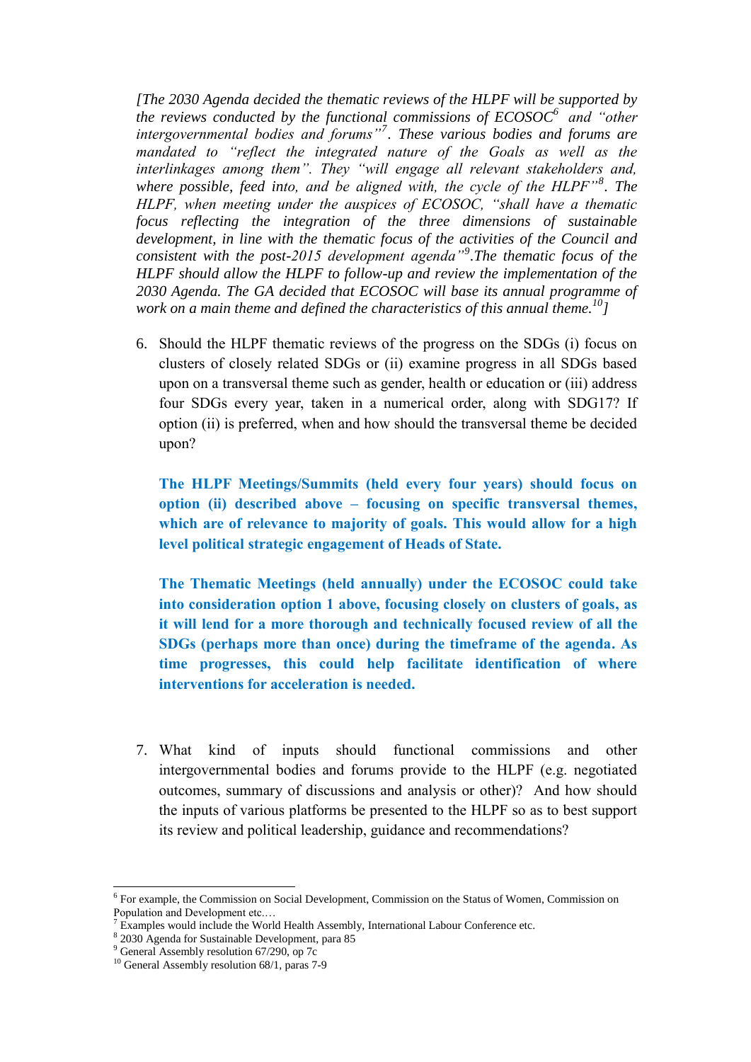*[The 2030 Agenda decided the thematic reviews of the HLPF will be supported by the reviews conducted by the functional commissions of ECOSOC*[6] *and "other intergovernmental bodies and forums"*[7]*. These various bodies and forums are mandated to "reflect the integrated nature of the Goals as well as the interlinkages among them". They "will engage all relevant stakeholders and, where possible, feed into, and be aligned with, the cycle of the HLPF"*[8]*. The HLPF, when meeting under the auspices of ECOSOC, "shall have a thematic focus reflecting the integration of the three dimensions of sustainable development, in line with the thematic focus of the activities of the Council and consistent with the post-2015 development agenda"*[9]*.The thematic focus of the HLPF should allow the HLPF to follow-up and review the implementation of the 2030 Agenda. The GA decided that ECOSOC will base its annual programme of work on a main theme and defined the characteristics of this annual theme.*[10]*]*

6. Should the HLPF thematic reviews of the progress on the SDGs (i) focus on clusters of closely related SDGs or (ii) examine progress in all SDGs based upon on a transversal theme such as gender, health or education or (iii) address four SDGs every year, taken in a numerical order, along with SDG17? If option (ii) is preferred, when and how should the transversal theme be decided upon?

   **The HLPF Meetings/Summits (held every four years) should focus on option (ii) described above – focusing on specific transversal themes, which are of relevance to majority of goals. This would allow for a high level political strategic engagement of Heads of State.**

   **The Thematic Meetings (held annually) under the ECOSOC could take into consideration option 1 above, focusing closely on clusters of goals, as it will lend for a more thorough and technically focused review of all the SDGs (perhaps more than once) during the timeframe of the agenda. As time progresses, this could help facilitate identification of where interventions for acceleration is needed.**

7. What kind of inputs should functional commissions and other intergovernmental bodies and forums provide to the HLPF (e.g. negotiated outcomes, summary of discussions and analysis or other)? And how should the inputs of various platforms be presented to the HLPF so as to best support its review and political leadership, guidance and recommendations?

---

[6] For example, the Commission on Social Development, Commission on the Status of Women, Commission on Population and Development etc.…

[7] Examples would include the World Health Assembly, International Labour Conference etc.

[8] 2030 Agenda for Sustainable Development, para 85

[9] General Assembly resolution 67/290, op 7c

[10] General Assembly resolution 68/1, paras 7-9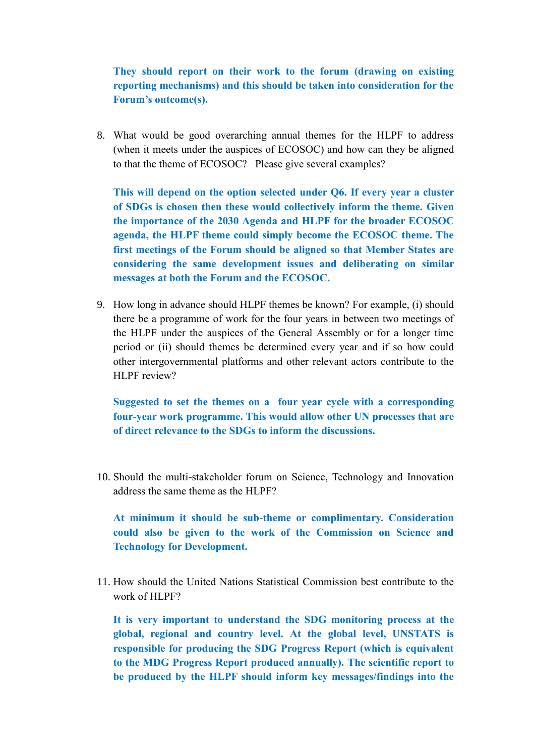**They should report on their work to the forum (drawing on existing reporting mechanisms) and this should be taken into consideration for the Forum's outcome(s).**

8. What would be good overarching annual themes for the HLPF to address (when it meets under the auspices of ECOSOC) and how can they be aligned to that the theme of ECOSOC? Please give several examples?

   **This will depend on the option selected under Q6. If every year a cluster of SDGs is chosen then these would collectively inform the theme. Given the importance of the 2030 Agenda and HLPF for the broader ECOSOC agenda, the HLPF theme could simply become the ECOSOC theme. The first meetings of the Forum should be aligned so that Member States are considering the same development issues and deliberating on similar messages at both the Forum and the ECOSOC.**

9. How long in advance should HLPF themes be known? For example, (i) should there be a programme of work for the four years in between two meetings of the HLPF under the auspices of the General Assembly or for a longer time period or (ii) should themes be determined every year and if so how could other intergovernmental platforms and other relevant actors contribute to the HLPF review?

   **Suggested to set the themes on a four year cycle with a corresponding four-year work programme. This would allow other UN processes that are of direct relevance to the SDGs to inform the discussions.**

10. Should the multi-stakeholder forum on Science, Technology and Innovation address the same theme as the HLPF?

    **At minimum it should be sub-theme or complimentary. Consideration could also be given to the work of the Commission on Science and Technology for Development.**

11. How should the United Nations Statistical Commission best contribute to the work of HLPF?

    **It is very important to understand the SDG monitoring process at the global, regional and country level. At the global level, UNSTATS is responsible for producing the SDG Progress Report (which is equivalent to the MDG Progress Report produced annually). The scientific report to be produced by the HLPF should inform key messages/findings into the**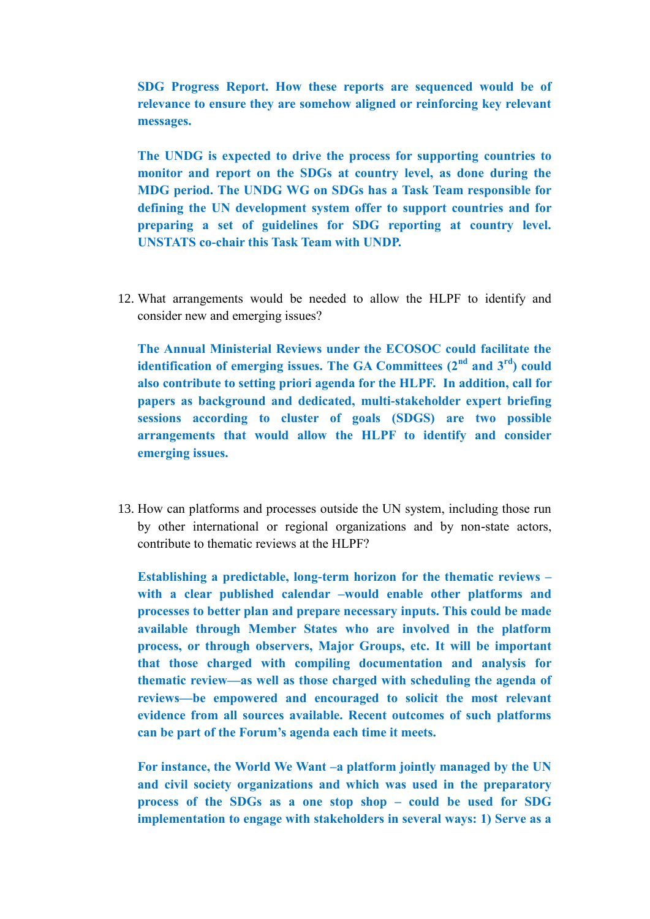**SDG Progress Report. How these reports are sequenced would be of relevance to ensure they are somehow aligned or reinforcing key relevant messages.**

**The UNDG is expected to drive the process for supporting countries to monitor and report on the SDGs at country level, as done during the MDG period. The UNDG WG on SDGs has a Task Team responsible for defining the UN development system offer to support countries and for preparing a set of guidelines for SDG reporting at country level. UNSTATS co-chair this Task Team with UNDP.**

12. What arrangements would be needed to allow the HLPF to identify and consider new and emerging issues?

    **The Annual Ministerial Reviews under the ECOSOC could facilitate the identification of emerging issues. The GA Committees (2nd and 3rd) could also contribute to setting priori agenda for the HLPF. In addition, call for papers as background and dedicated, multi-stakeholder expert briefing sessions according to cluster of goals (SDGS) are two possible arrangements that would allow the HLPF to identify and consider emerging issues.**

13. How can platforms and processes outside the UN system, including those run by other international or regional organizations and by non-state actors, contribute to thematic reviews at the HLPF?

    **Establishing a predictable, long-term horizon for the thematic reviews – with a clear published calendar –would enable other platforms and processes to better plan and prepare necessary inputs. This could be made available through Member States who are involved in the platform process, or through observers, Major Groups, etc. It will be important that those charged with compiling documentation and analysis for thematic review—as well as those charged with scheduling the agenda of reviews—be empowered and encouraged to solicit the most relevant evidence from all sources available. Recent outcomes of such platforms can be part of the Forum's agenda each time it meets.**

    **For instance, the World We Want –a platform jointly managed by the UN and civil society organizations and which was used in the preparatory process of the SDGs as a one stop shop – could be used for SDG implementation to engage with stakeholders in several ways: 1) Serve as a**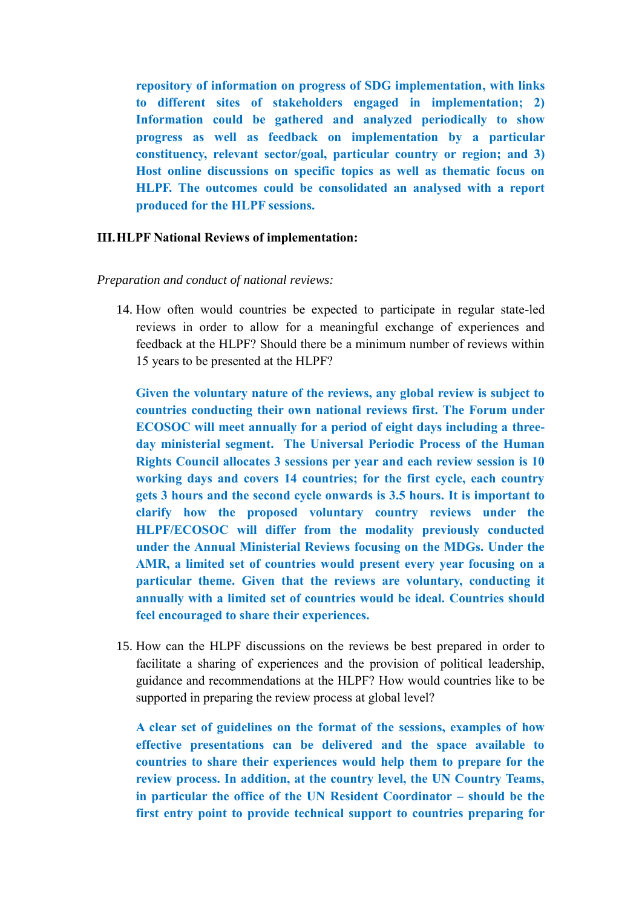**repository of information on progress of SDG implementation, with links to different sites of stakeholders engaged in implementation; 2) Information could be gathered and analyzed periodically to show progress as well as feedback on implementation by a particular constituency, relevant sector/goal, particular country or region; and 3) Host online discussions on specific topics as well as thematic focus on HLPF. The outcomes could be consolidated an analysed with a report produced for the HLPF sessions.**

## III. HLPF National Reviews of implementation:

*Preparation and conduct of national reviews:*

14. How often would countries be expected to participate in regular state-led reviews in order to allow for a meaningful exchange of experiences and feedback at the HLPF? Should there be a minimum number of reviews within 15 years to be presented at the HLPF?

    **Given the voluntary nature of the reviews, any global review is subject to countries conducting their own national reviews first. The Forum under ECOSOC will meet annually for a period of eight days including a three-day ministerial segment. The Universal Periodic Process of the Human Rights Council allocates 3 sessions per year and each review session is 10 working days and covers 14 countries; for the first cycle, each country gets 3 hours and the second cycle onwards is 3.5 hours. It is important to clarify how the proposed voluntary country reviews under the HLPF/ECOSOC will differ from the modality previously conducted under the Annual Ministerial Reviews focusing on the MDGs. Under the AMR, a limited set of countries would present every year focusing on a particular theme. Given that the reviews are voluntary, conducting it annually with a limited set of countries would be ideal. Countries should feel encouraged to share their experiences.**

15. How can the HLPF discussions on the reviews be best prepared in order to facilitate a sharing of experiences and the provision of political leadership, guidance and recommendations at the HLPF? How would countries like to be supported in preparing the review process at global level?

    **A clear set of guidelines on the format of the sessions, examples of how effective presentations can be delivered and the space available to countries to share their experiences would help them to prepare for the review process. In addition, at the country level, the UN Country Teams, in particular the office of the UN Resident Coordinator – should be the first entry point to provide technical support to countries preparing for**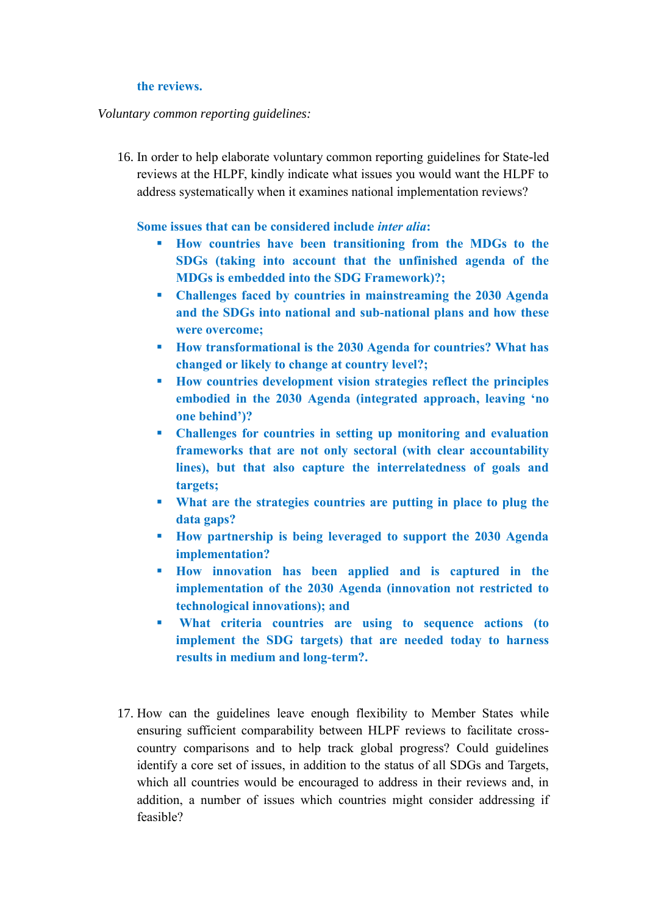**the reviews.**

*Voluntary common reporting guidelines:*

16. In order to help elaborate voluntary common reporting guidelines for State-led reviews at the HLPF, kindly indicate what issues you would want the HLPF to address systematically when it examines national implementation reviews?

    **Some issues that can be considered include *inter alia*:**

    - **How countries have been transitioning from the MDGs to the SDGs (taking into account that the unfinished agenda of the MDGs is embedded into the SDG Framework)?;**
    - **Challenges faced by countries in mainstreaming the 2030 Agenda and the SDGs into national and sub-national plans and how these were overcome;**
    - **How transformational is the 2030 Agenda for countries? What has changed or likely to change at country level?;**
    - **How countries development vision strategies reflect the principles embodied in the 2030 Agenda (integrated approach, leaving 'no one behind')?**
    - **Challenges for countries in setting up monitoring and evaluation frameworks that are not only sectoral (with clear accountability lines), but that also capture the interrelatedness of goals and targets;**
    - **What are the strategies countries are putting in place to plug the data gaps?**
    - **How partnership is being leveraged to support the 2030 Agenda implementation?**
    - **How innovation has been applied and is captured in the implementation of the 2030 Agenda (innovation not restricted to technological innovations); and**
    - **What criteria countries are using to sequence actions (to implement the SDG targets) that are needed today to harness results in medium and long-term?.**

17. How can the guidelines leave enough flexibility to Member States while ensuring sufficient comparability between HLPF reviews to facilitate cross-country comparisons and to help track global progress? Could guidelines identify a core set of issues, in addition to the status of all SDGs and Targets, which all countries would be encouraged to address in their reviews and, in addition, a number of issues which countries might consider addressing if feasible?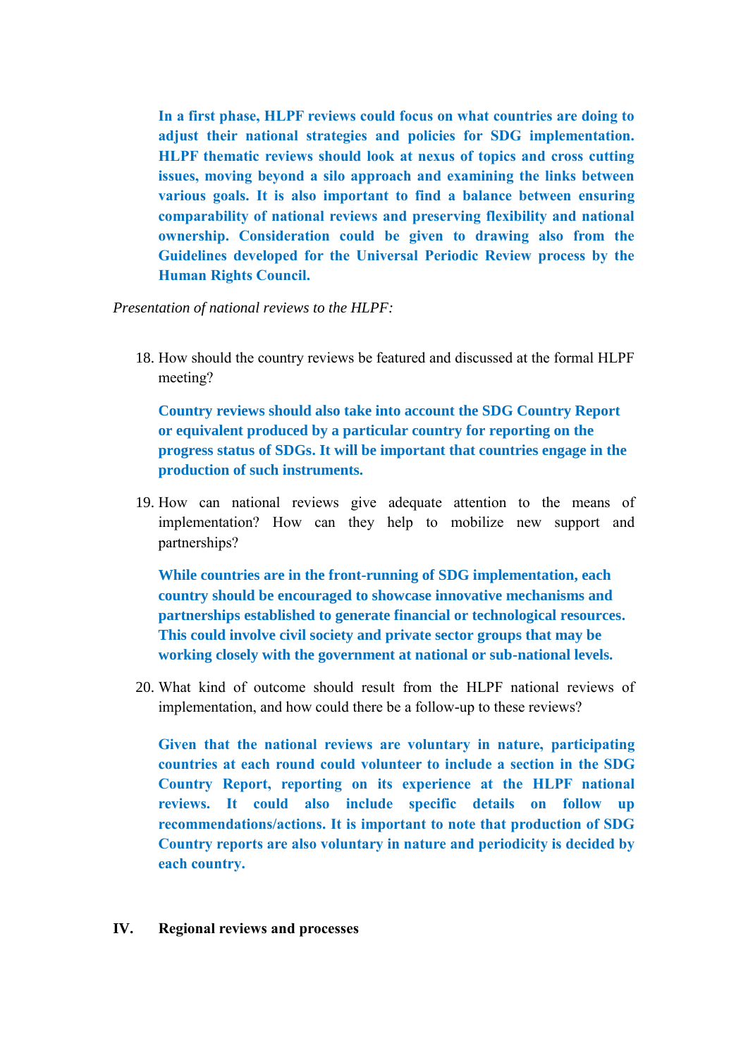**In a first phase, HLPF reviews could focus on what countries are doing to adjust their national strategies and policies for SDG implementation. HLPF thematic reviews should look at nexus of topics and cross cutting issues, moving beyond a silo approach and examining the links between various goals. It is also important to find a balance between ensuring comparability of national reviews and preserving flexibility and national ownership. Consideration could be given to drawing also from the Guidelines developed for the Universal Periodic Review process by the Human Rights Council.**

*Presentation of national reviews to the HLPF:*

18. How should the country reviews be featured and discussed at the formal HLPF meeting?

    **Country reviews should also take into account the SDG Country Report or equivalent produced by a particular country for reporting on the progress status of SDGs. It will be important that countries engage in the production of such instruments.**

19. How can national reviews give adequate attention to the means of implementation? How can they help to mobilize new support and partnerships?

    **While countries are in the front-running of SDG implementation, each country should be encouraged to showcase innovative mechanisms and partnerships established to generate financial or technological resources. This could involve civil society and private sector groups that may be working closely with the government at national or sub-national levels.**

20. What kind of outcome should result from the HLPF national reviews of implementation, and how could there be a follow-up to these reviews?

    **Given that the national reviews are voluntary in nature, participating countries at each round could volunteer to include a section in the SDG Country Report, reporting on its experience at the HLPF national reviews. It could also include specific details on follow up recommendations/actions. It is important to note that production of SDG Country reports are also voluntary in nature and periodicity is decided by each country.**

## IV. Regional reviews and processes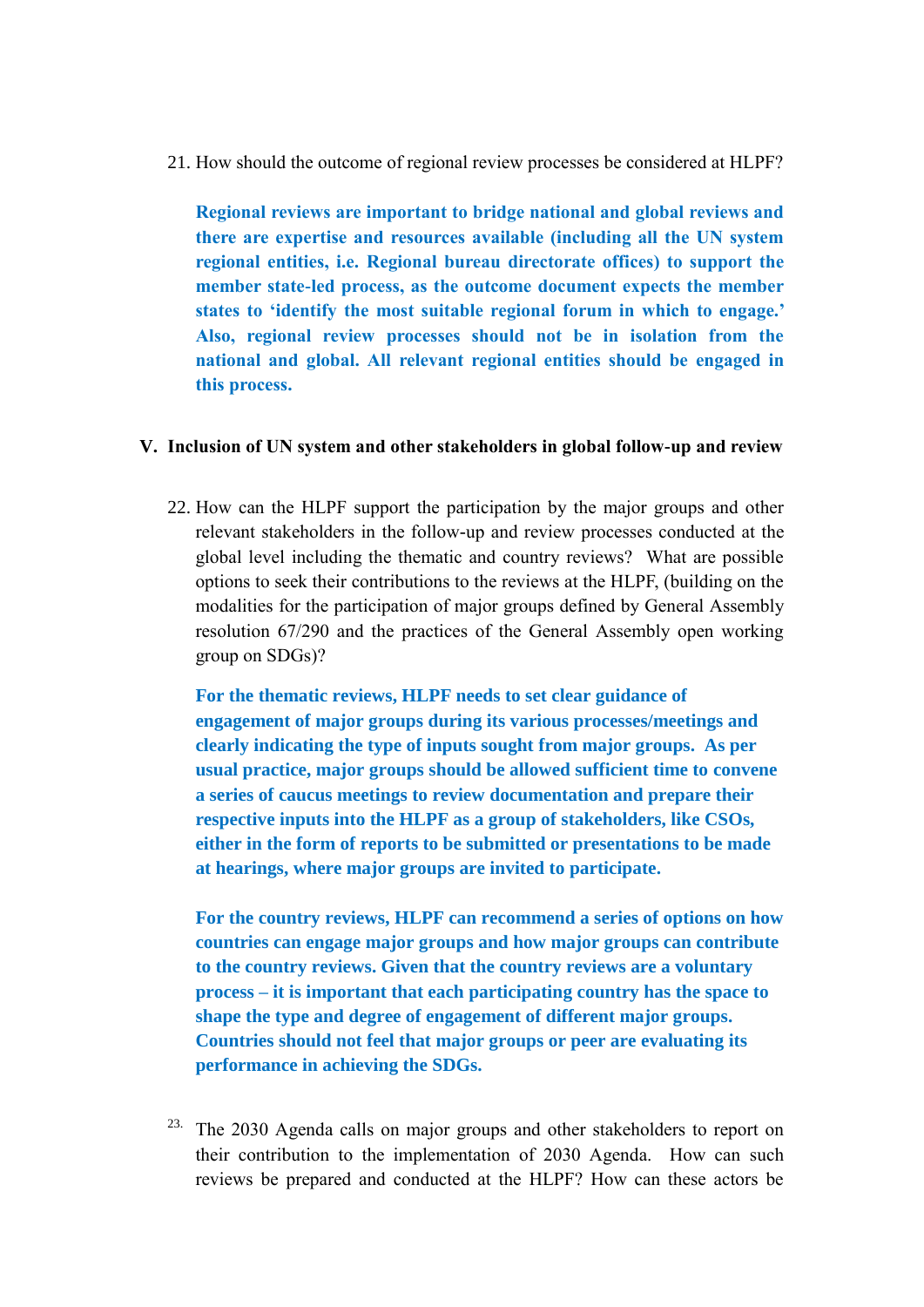21. How should the outcome of regional review processes be considered at HLPF?

    **Regional reviews are important to bridge national and global reviews and there are expertise and resources available (including all the UN system regional entities, i.e. Regional bureau directorate offices) to support the member state-led process, as the outcome document expects the member states to 'identify the most suitable regional forum in which to engage.' Also, regional review processes should not be in isolation from the national and global. All relevant regional entities should be engaged in this process.**

## V. Inclusion of UN system and other stakeholders in global follow-up and review

22. How can the HLPF support the participation by the major groups and other relevant stakeholders in the follow-up and review processes conducted at the global level including the thematic and country reviews? What are possible options to seek their contributions to the reviews at the HLPF, (building on the modalities for the participation of major groups defined by General Assembly resolution 67/290 and the practices of the General Assembly open working group on SDGs)?

    **For the thematic reviews, HLPF needs to set clear guidance of engagement of major groups during its various processes/meetings and clearly indicating the type of inputs sought from major groups. As per usual practice, major groups should be allowed sufficient time to convene a series of caucus meetings to review documentation and prepare their respective inputs into the HLPF as a group of stakeholders, like CSOs, either in the form of reports to be submitted or presentations to be made at hearings, where major groups are invited to participate.**

    **For the country reviews, HLPF can recommend a series of options on how countries can engage major groups and how major groups can contribute to the country reviews. Given that the country reviews are a voluntary process – it is important that each participating country has the space to shape the type and degree of engagement of different major groups. Countries should not feel that major groups or peer are evaluating its performance in achieving the SDGs.**

23. The 2030 Agenda calls on major groups and other stakeholders to report on their contribution to the implementation of 2030 Agenda. How can such reviews be prepared and conducted at the HLPF? How can these actors be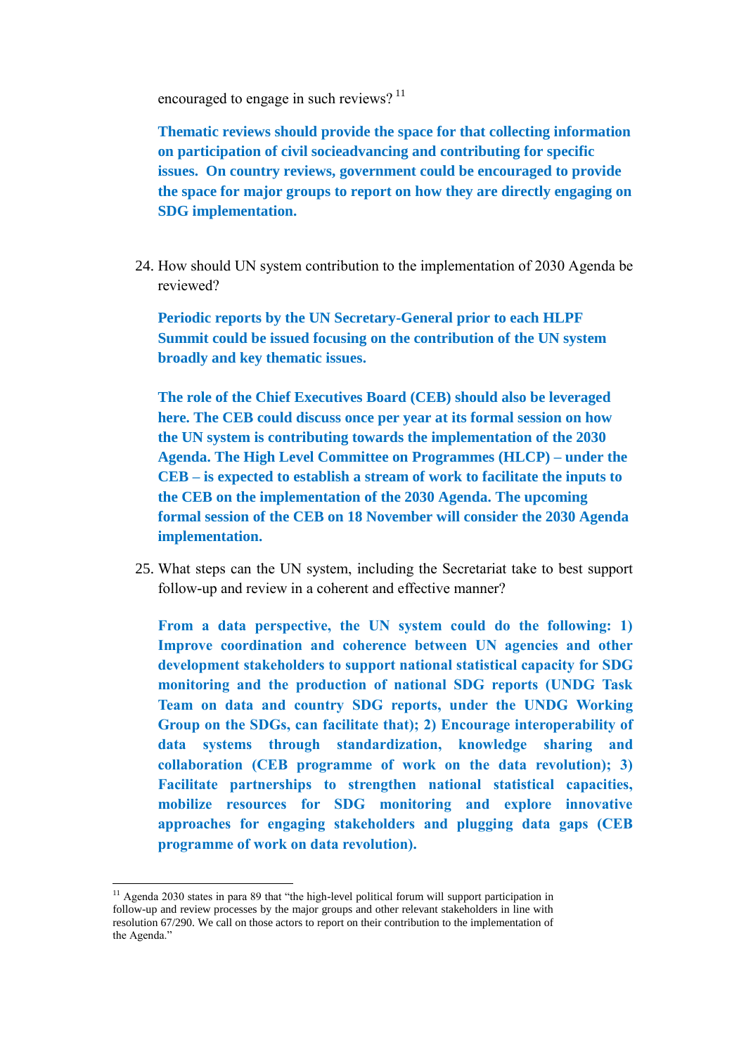encouraged to engage in such reviews? [11]

**Thematic reviews should provide the space for that collecting information on participation of civil socieadvancing and contributing for specific issues. On country reviews, government could be encouraged to provide the space for major groups to report on how they are directly engaging on SDG implementation.**

24. How should UN system contribution to the implementation of 2030 Agenda be reviewed?

**Periodic reports by the UN Secretary-General prior to each HLPF Summit could be issued focusing on the contribution of the UN system broadly and key thematic issues.**

**The role of the Chief Executives Board (CEB) should also be leveraged here. The CEB could discuss once per year at its formal session on how the UN system is contributing towards the implementation of the 2030 Agenda. The High Level Committee on Programmes (HLCP) – under the CEB – is expected to establish a stream of work to facilitate the inputs to the CEB on the implementation of the 2030 Agenda. The upcoming formal session of the CEB on 18 November will consider the 2030 Agenda implementation.**

25. What steps can the UN system, including the Secretariat take to best support follow-up and review in a coherent and effective manner?

**From a data perspective, the UN system could do the following: 1) Improve coordination and coherence between UN agencies and other development stakeholders to support national statistical capacity for SDG monitoring and the production of national SDG reports (UNDG Task Team on data and country SDG reports, under the UNDG Working Group on the SDGs, can facilitate that); 2) Encourage interoperability of data systems through standardization, knowledge sharing and collaboration (CEB programme of work on the data revolution); 3) Facilitate partnerships to strengthen national statistical capacities, mobilize resources for SDG monitoring and explore innovative approaches for engaging stakeholders and plugging data gaps (CEB programme of work on data revolution).**

---

[11] Agenda 2030 states in para 89 that "the high-level political forum will support participation in follow-up and review processes by the major groups and other relevant stakeholders in line with resolution 67/290. We call on those actors to report on their contribution to the implementation of the Agenda."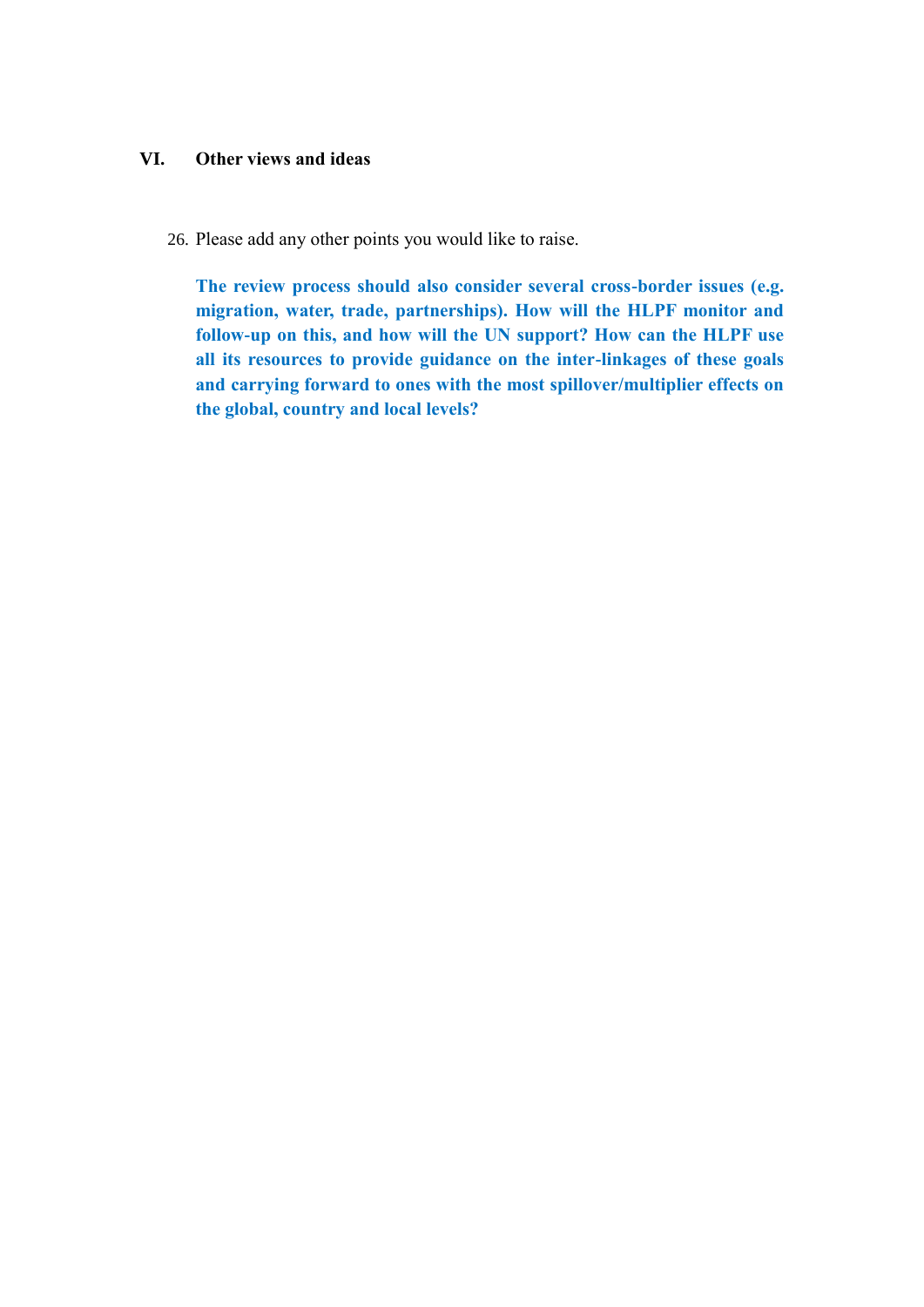## VI. Other views and ideas

26. Please add any other points you would like to raise.

    **The review process should also consider several cross-border issues (e.g. migration, water, trade, partnerships). How will the HLPF monitor and follow-up on this, and how will the UN support? How can the HLPF use all its resources to provide guidance on the inter-linkages of these goals and carrying forward to ones with the most spillover/multiplier effects on the global, country and local levels?**